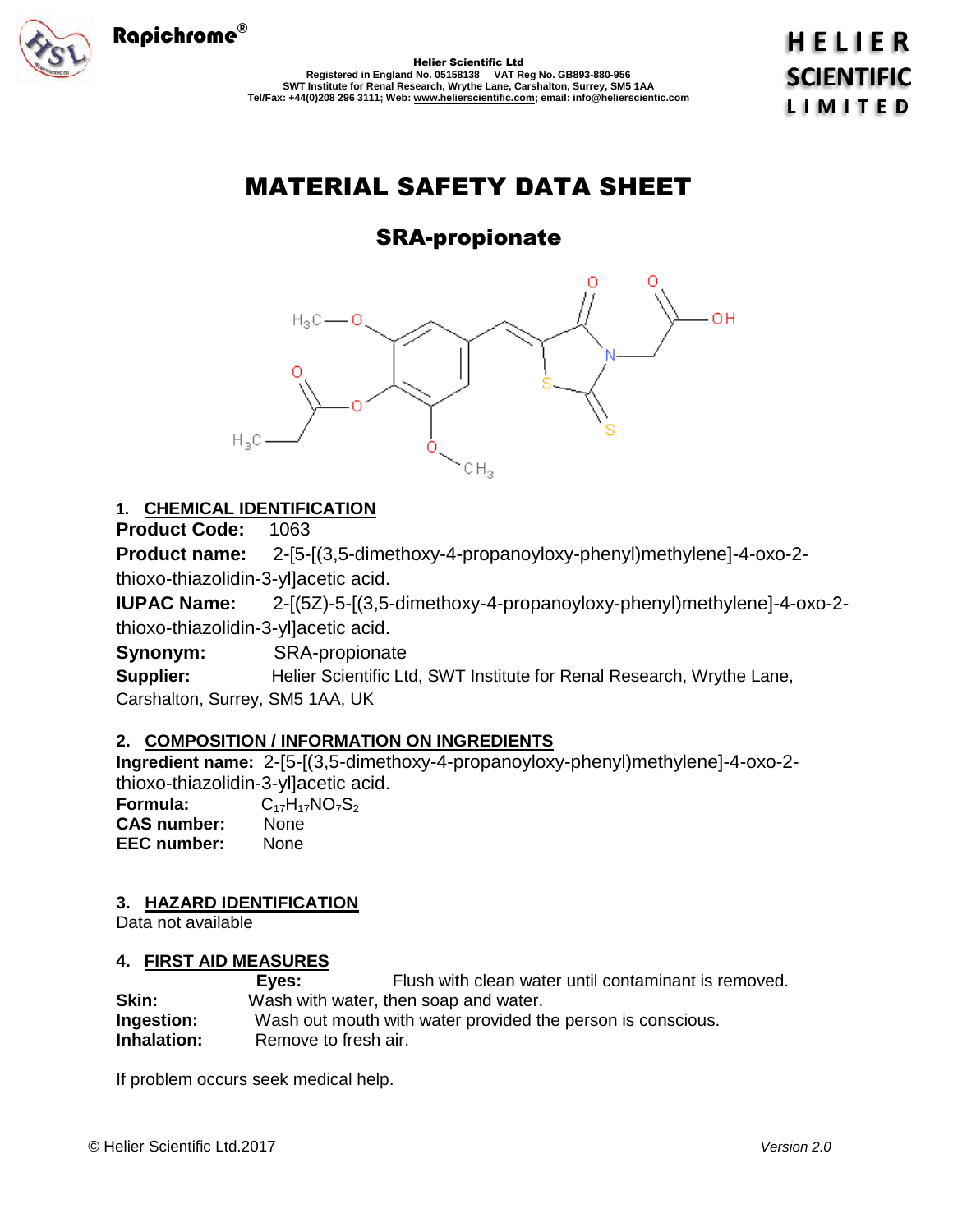# MATERIAL SAFETY DATA SHEET

## SRA-propionate

### 1. CHEMICAL IDENTIFICATION

**Product Code:** 1063

**Product name:** 2-[5-[(3,5-dimethoxy-4-propanoyloxy-phenyl)methylene]-4-oxo-2-thioxo-thiazolidin-3-yl]acetic acid.

**IUPAC Name:** 2-[(5Z)-5-[(3,5-dimethoxy-4-propanoyloxy-phenyl)methylene]-4-oxo-2-thioxo-thiazolidin-3-yl]acetic acid.

**Synonym:** SRA-propionate

**Supplier:** Helier Scientific Ltd, SWT Institute for Renal Research, Wrythe Lane, Carshalton, Surrey, SM5 1AA, UK

### 2. COMPOSITION / INFORMATION ON INGREDIENTS

**Ingredient name:** 2-[5-[(3,5-dimethoxy-4-propanoyloxy-phenyl)methylene]-4-oxo-2-thioxo-thiazolidin-3-yl]acetic acid.

**Formula:** $C_{17}H_{17}NO_7S_2$

**CAS number:** None

**EEC number:** None

### 3. HAZARD IDENTIFICATION

Data not available

### 4. FIRST AID MEASURES

**Eyes:** Flush with clean water until contaminant is removed.

**Skin:** Wash with water, then soap and water.

**Ingestion:** Wash out mouth with water provided the person is conscious.

**Inhalation:** Remove to fresh air.

If problem occurs seek medical help.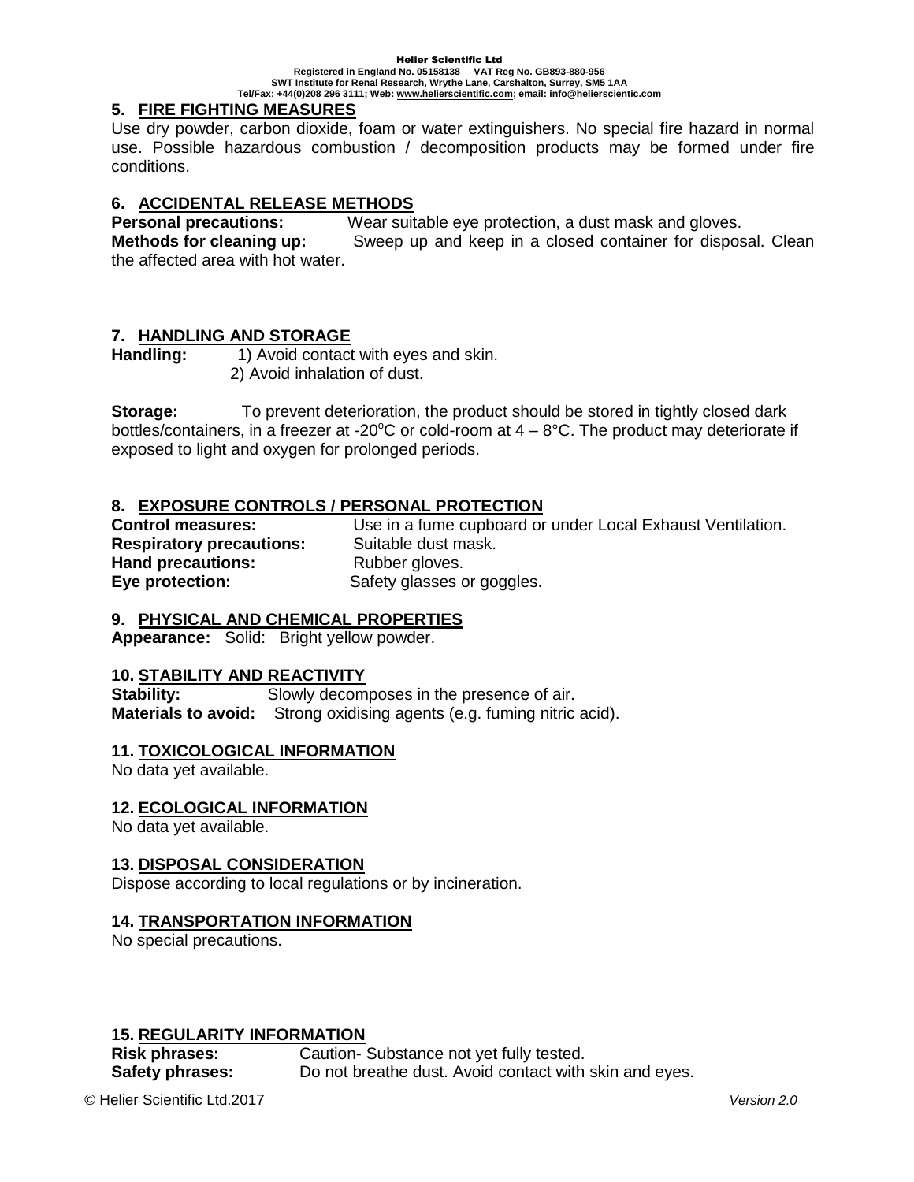## 5. FIRE FIGHTING MEASURES

Use dry powder, carbon dioxide, foam or water extinguishers. No special fire hazard in normal use. Possible hazardous combustion / decomposition products may be formed under fire conditions.

## 6. ACCIDENTAL RELEASE METHODS

**Personal precautions:** Wear suitable eye protection, a dust mask and gloves.
**Methods for cleaning up:** Sweep up and keep in a closed container for disposal. Clean the affected area with hot water.

## 7. HANDLING AND STORAGE

**Handling:** 1) Avoid contact with eyes and skin.
2) Avoid inhalation of dust.

**Storage:** To prevent deterioration, the product should be stored in tightly closed dark bottles/containers, in a freezer at -20°C or cold-room at 4 – 8°C. The product may deteriorate if exposed to light and oxygen for prolonged periods.

## 8. EXPOSURE CONTROLS / PERSONAL PROTECTION

**Control measures:** Use in a fume cupboard or under Local Exhaust Ventilation.
**Respiratory precautions:** Suitable dust mask.
**Hand precautions:** Rubber gloves.
**Eye protection:** Safety glasses or goggles.

## 9. PHYSICAL AND CHEMICAL PROPERTIES

**Appearance:** Solid: Bright yellow powder.

## 10. STABILITY AND REACTIVITY

**Stability:** Slowly decomposes in the presence of air.
**Materials to avoid:** Strong oxidising agents (e.g. fuming nitric acid).

## 11. TOXICOLOGICAL INFORMATION

No data yet available.

## 12. ECOLOGICAL INFORMATION

No data yet available.

## 13. DISPOSAL CONSIDERATION

Dispose according to local regulations or by incineration.

## 14. TRANSPORTATION INFORMATION

No special precautions.

## 15. REGULARITY INFORMATION

**Risk phrases:** Caution- Substance not yet fully tested.
**Safety phrases:** Do not breathe dust. Avoid contact with skin and eyes.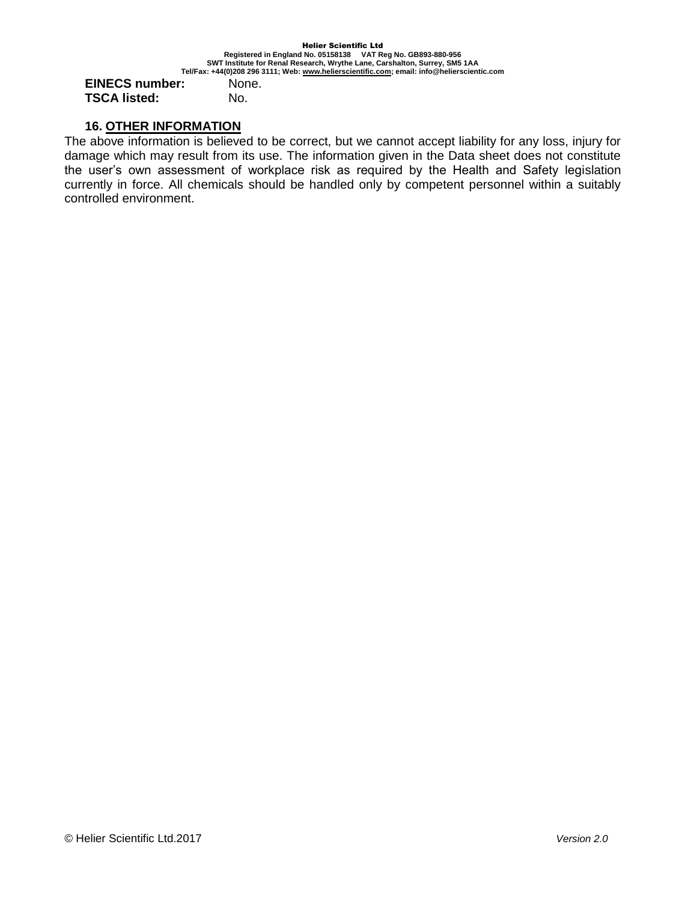**EINECS number:** None.
**TSCA listed:** No.

## 16. OTHER INFORMATION

The above information is believed to be correct, but we cannot accept liability for any loss, injury for damage which may result from its use. The information given in the Data sheet does not constitute the user's own assessment of workplace risk as required by the Health and Safety legislation currently in force. All chemicals should be handled only by competent personnel within a suitably controlled environment.